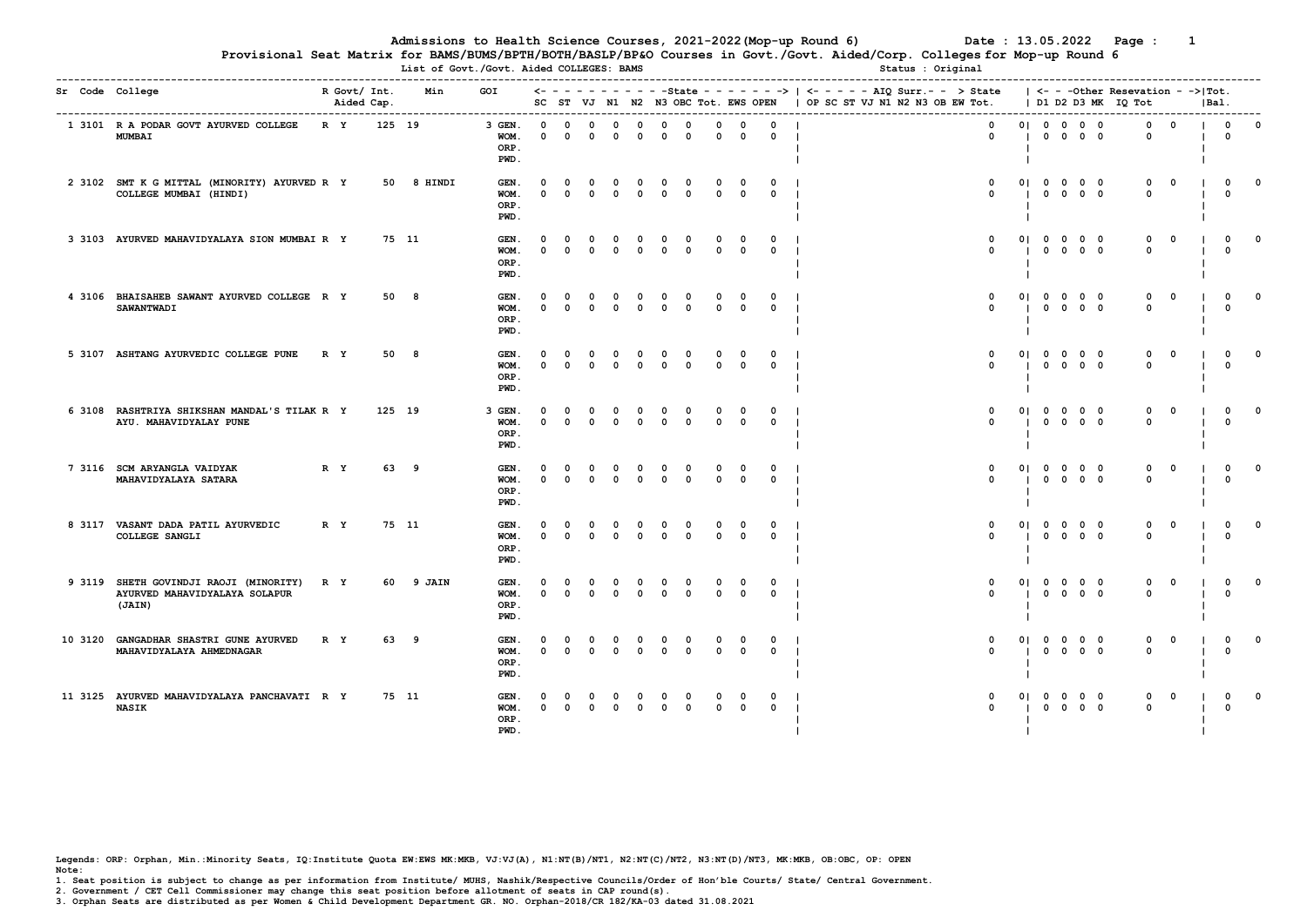# Admissions to Health Science Courses, 2021-2022(Mop-up Round 6)

Date : 13.05.2022

## Provisional Seat Matrix for BAMS/BUMS/BPTH/BOTH/BASLP/BP&O Courses in Govt./Govt. Aided/Corp. Colleges for Mop-up Round 6

List of Govt./Govt. Aided COLLEGES: BAMS

Status : Original

| Sr | Code | College | R | Govt/ Aided | Int. Cap. | Min | GOI | | State SC | ST | VJ | N1 | N2 | N3 | OBC | Tot. | EWS | OPEN | | AIQ Surr. OP SC ST VJ N1 N2 N3 OB EW Tot. | State | | D1 | D2 | D3 | MK | IQ | Tot | Tot. | Bal. |
|---|---|---|---|---|---|---|---|---|---|---|---|---|---|---|---|---|---|---|---|---|---|---|---|---|---|---|---|---|---|---|
| 1 | 3101 | R A PODAR GOVT AYURVED COLLEGE MUMBAI | R | Y | 125 19 | | 3 | GEN. | 0 | 0 | 0 | 0 | 0 | 0 | 0 | 0 | 0 | 0 | 0 | | 0 | 0 | 0 | 0 | 0 | 0 | 0 | 0 | 0 | 0 |
| | | | | | | | | WOM. | 0 | 0 | 0 | 0 | 0 | 0 | 0 | 0 | 0 | 0 | 0 | | 0 | | 0 | 0 | 0 | 0 | 0 | | 0 | |
| | | | | | | | | ORP. | | | | | | | | | | | | | | | | | | | | | | |
| | | | | | | | | PWD. | | | | | | | | | | | | | | | | | | | | | | |
| 2 | 3102 | SMT K G MITTAL (MINORITY) AYURVED COLLEGE MUMBAI (HINDI) | R | Y | 50 8 | HINDI | | GEN. | 0 | 0 | 0 | 0 | 0 | 0 | 0 | 0 | 0 | 0 | 0 | | 0 | 0 | 0 | 0 | 0 | 0 | 0 | 0 | 0 | 0 |
| | | | | | | | | WOM. | 0 | 0 | 0 | 0 | 0 | 0 | 0 | 0 | 0 | 0 | 0 | | 0 | | 0 | 0 | 0 | 0 | 0 | | 0 | |
| | | | | | | | | ORP. | | | | | | | | | | | | | | | | | | | | | | |
| | | | | | | | | PWD. | | | | | | | | | | | | | | | | | | | | | | |
| 3 | 3103 | AYURVED MAHAVIDYALAYA SION MUMBAI | R | Y | 75 11 | | | GEN. | 0 | 0 | 0 | 0 | 0 | 0 | 0 | 0 | 0 | 0 | 0 | | 0 | 0 | 0 | 0 | 0 | 0 | 0 | 0 | 0 | 0 |
| | | | | | | | | WOM. | 0 | 0 | 0 | 0 | 0 | 0 | 0 | 0 | 0 | 0 | 0 | | 0 | | 0 | 0 | 0 | 0 | 0 | | 0 | |
| | | | | | | | | ORP. | | | | | | | | | | | | | | | | | | | | | | |
| | | | | | | | | PWD. | | | | | | | | | | | | | | | | | | | | | | |
| 4 | 3106 | BHAISAHEB SAWANT AYURVED COLLEGE SAWANTWADI | R | Y | 50 8 | | | GEN. | 0 | 0 | 0 | 0 | 0 | 0 | 0 | 0 | 0 | 0 | 0 | | 0 | 0 | 0 | 0 | 0 | 0 | 0 | 0 | 0 | 0 |
| | | | | | | | | WOM. | 0 | 0 | 0 | 0 | 0 | 0 | 0 | 0 | 0 | 0 | 0 | | 0 | | 0 | 0 | 0 | 0 | 0 | | 0 | |
| | | | | | | | | ORP. | | | | | | | | | | | | | | | | | | | | | | |
| | | | | | | | | PWD. | | | | | | | | | | | | | | | | | | | | | | |
| 5 | 3107 | ASHTANG AYURVEDIC COLLEGE PUNE | R | Y | 50 8 | | | GEN. | 0 | 0 | 0 | 0 | 0 | 0 | 0 | 0 | 0 | 0 | 0 | | 0 | 0 | 0 | 0 | 0 | 0 | 0 | 0 | 0 | 0 |
| | | | | | | | | WOM. | 0 | 0 | 0 | 0 | 0 | 0 | 0 | 0 | 0 | 0 | 0 | | 0 | | 0 | 0 | 0 | 0 | 0 | | 0 | |
| | | | | | | | | ORP. | | | | | | | | | | | | | | | | | | | | | | |
| | | | | | | | | PWD. | | | | | | | | | | | | | | | | | | | | | | |
| 6 | 3108 | RASHTRIYA SHIKSHAN MANDAL'S TILAK AYU. MAHAVIDYALAY PUNE | R | Y | 125 19 | | 3 | GEN. | 0 | 0 | 0 | 0 | 0 | 0 | 0 | 0 | 0 | 0 | 0 | | 0 | 0 | 0 | 0 | 0 | 0 | 0 | 0 | 0 | 0 |
| | | | | | | | | WOM. | 0 | 0 | 0 | 0 | 0 | 0 | 0 | 0 | 0 | 0 | 0 | | 0 | | 0 | 0 | 0 | 0 | 0 | | 0 | |
| | | | | | | | | ORP. | | | | | | | | | | | | | | | | | | | | | | |
| | | | | | | | | PWD. | | | | | | | | | | | | | | | | | | | | | | |
| 7 | 3116 | SCM ARYANGLA VAIDYAK MAHAVIDYALAYA SATARA | R | Y | 63 9 | | | GEN. | 0 | 0 | 0 | 0 | 0 | 0 | 0 | 0 | 0 | 0 | 0 | | 0 | 0 | 0 | 0 | 0 | 0 | 0 | 0 | 0 | 0 |
| | | | | | | | | WOM. | 0 | 0 | 0 | 0 | 0 | 0 | 0 | 0 | 0 | 0 | 0 | | 0 | | 0 | 0 | 0 | 0 | 0 | | 0 | |
| | | | | | | | | ORP. | | | | | | | | | | | | | | | | | | | | | | |
| | | | | | | | | PWD. | | | | | | | | | | | | | | | | | | | | | | |
| 8 | 3117 | VASANT DADA PATIL AYURVEDIC COLLEGE SANGLI | R | Y | 75 11 | | | GEN. | 0 | 0 | 0 | 0 | 0 | 0 | 0 | 0 | 0 | 0 | 0 | | 0 | 0 | 0 | 0 | 0 | 0 | 0 | 0 | 0 | 0 |
| | | | | | | | | WOM. | 0 | 0 | 0 | 0 | 0 | 0 | 0 | 0 | 0 | 0 | 0 | | 0 | | 0 | 0 | 0 | 0 | 0 | | 0 | |
| | | | | | | | | ORP. | | | | | | | | | | | | | | | | | | | | | | |
| | | | | | | | | PWD. | | | | | | | | | | | | | | | | | | | | | | |
| 9 | 3119 | SHETH GOVINDJI RAOJI (MINORITY) AYURVED MAHAVIDYALAYA SOLAPUR (JAIN) | R | Y | 60 9 | JAIN | | GEN. | 0 | 0 | 0 | 0 | 0 | 0 | 0 | 0 | 0 | 0 | 0 | | 0 | 0 | 0 | 0 | 0 | 0 | 0 | 0 | 0 | 0 |
| | | | | | | | | WOM. | 0 | 0 | 0 | 0 | 0 | 0 | 0 | 0 | 0 | 0 | 0 | | 0 | | 0 | 0 | 0 | 0 | 0 | | 0 | |
| | | | | | | | | ORP. | | | | | | | | | | | | | | | | | | | | | | |
| | | | | | | | | PWD. | | | | | | | | | | | | | | | | | | | | | | |
| 10 | 3120 | GANGADHAR SHASTRI GUNE AYURVED MAHAVIDYALAYA AHMEDNAGAR | R | Y | 63 9 | | | GEN. | 0 | 0 | 0 | 0 | 0 | 0 | 0 | 0 | 0 | 0 | 0 | | 0 | 0 | 0 | 0 | 0 | 0 | 0 | 0 | 0 | 0 |
| | | | | | | | | WOM. | 0 | 0 | 0 | 0 | 0 | 0 | 0 | 0 | 0 | 0 | 0 | | 0 | | 0 | 0 | 0 | 0 | 0 | | 0 | |
| | | | | | | | | ORP. | | | | | | | | | | | | | | | | | | | | | | |
| | | | | | | | | PWD. | | | | | | | | | | | | | | | | | | | | | | |
| 11 | 3125 | AYURVED MAHAVIDYALAYA PANCHAVATI NASIK | R | Y | 75 11 | | | GEN. | 0 | 0 | 0 | 0 | 0 | 0 | 0 | 0 | 0 | 0 | 0 | | 0 | 0 | 0 | 0 | 0 | 0 | 0 | 0 | 0 | 0 |
| | | | | | | | | WOM. | 0 | 0 | 0 | 0 | 0 | 0 | 0 | 0 | 0 | 0 | 0 | | 0 | | 0 | 0 | 0 | 0 | 0 | | 0 | |
| | | | | | | | | ORP. | | | | | | | | | | | | | | | | | | | | | | |
| | | | | | | | | PWD. | | | | | | | | | | | | | | | | | | | | | | |

Legends: ORP: Orphan, Min.:Minority Seats, IQ:Institute Quota EW:EWS MK:MKB, VJ:VJ(A), N1:NT(B)/NT1, N2:NT(C)/NT2, N3:NT(D)/NT3, MK:MKB, OB:OBC, OP: OPEN

Note:

1. Seat position is subject to change as per information from Institute/ MUHS, Nashik/Respective Councils/Order of Hon'ble Courts/ State/ Central Government.
2. Government / CET Cell Commissioner may change this seat position before allotment of seats in CAP round(s).
3. Orphan Seats are distributed as per Women & Child Development Department GR. NO. Orphan-2018/CR 182/KA-03 dated 31.08.2021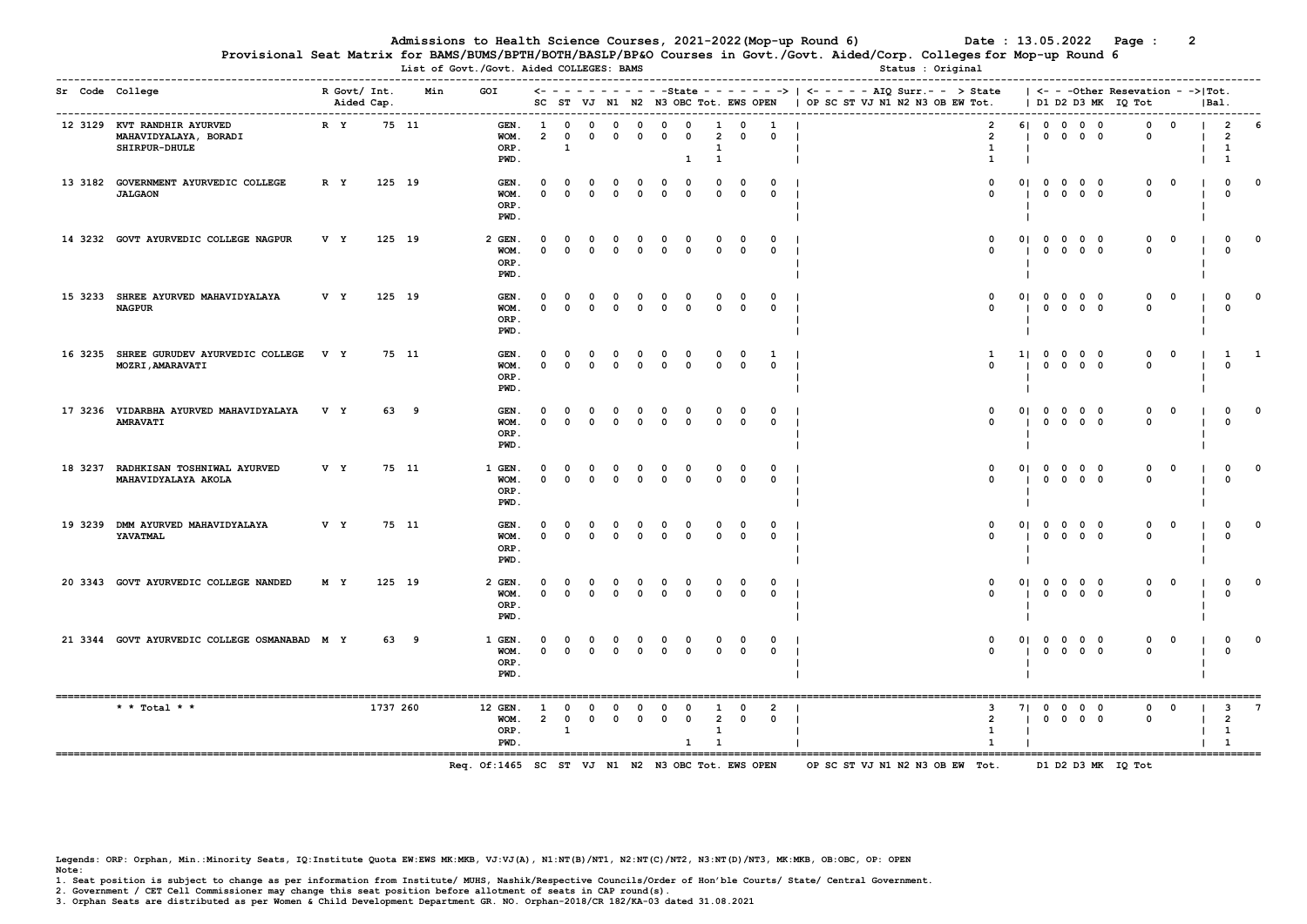# Admissions to Health Science Courses, 2021-2022 (Mop-up Round 6)

**Date : 13.05.2022**

## Provisional Seat Matrix for BAMS/BUMS/BPTH/BOTH/BASLP/BP&O Courses in Govt./Govt. Aided/Corp. Colleges for Mop-up Round 6

List of Govt./Govt. Aided COLLEGES: BAMS — Status : Original

| Sr | Code | College | R | Govt/ Aided | Int. Cap. | Min | GOI | Cat. | SC | ST | VJ | N1 | N2 | N3 | OBC | Tot. | EWS | OPEN | AIQ Surr. (OP SC ST VJ N1 N2 N3 OB EW Tot.) | State | State Total | D1 | D2 | D3 | MK | IQ | Tot | Tot. Bal. | Total Bal. |
|---|---|---|---|---|---|---|---|---|---|---|---|---|---|---|---|---|---|---|---|---|---|---|---|---|---|---|---|---|---|
| 12 | 3129 | KVT RANDHIR AYURVED MAHAVIDYALAYA, BORADI SHIRPUR-DHULE | R | Y | 75 | 11 | | GEN. | 1 | 0 | 0 | 0 | 0 | 0 | 0 | 1 | 0 | 1 | | 2 | 6 | 0 | 0 | 0 | 0 | 0 | 0 | 2 | 6 |
| | | | | | | | | WOM. | 2 | 0 | 0 | 0 | 0 | 0 | 0 | 2 | 0 | 0 | | 2 | | 0 | 0 | 0 | 0 | 0 | | 2 | |
| | | | | | | | | ORP. | | 1 | | | | | | 1 | | | | 1 | | | | | | | | 1 | |
| | | | | | | | | PWD. | | | | | | | 1 | 1 | | | | 1 | | | | | | | | 1 | |
| 13 | 3182 | GOVERNMENT AYURVEDIC COLLEGE JALGAON | R | Y | 125 | 19 | | GEN. | 0 | 0 | 0 | 0 | 0 | 0 | 0 | 0 | 0 | 0 | | 0 | 0 | 0 | 0 | 0 | 0 | 0 | 0 | 0 | 0 |
| | | | | | | | | WOM. | 0 | 0 | 0 | 0 | 0 | 0 | 0 | 0 | 0 | 0 | | 0 | | 0 | 0 | 0 | 0 | 0 | | 0 | |
| | | | | | | | | ORP. | | | | | | | | | | | | | | | | | | | | | |
| | | | | | | | | PWD. | | | | | | | | | | | | | | | | | | | | | |
| 14 | 3232 | GOVT AYURVEDIC COLLEGE NAGPUR | V | Y | 125 | 19 | 2 | GEN. | 0 | 0 | 0 | 0 | 0 | 0 | 0 | 0 | 0 | 0 | | 0 | 0 | 0 | 0 | 0 | 0 | 0 | 0 | 0 | 0 |
| | | | | | | | | WOM. | 0 | 0 | 0 | 0 | 0 | 0 | 0 | 0 | 0 | 0 | | 0 | | 0 | 0 | 0 | 0 | 0 | | 0 | |
| | | | | | | | | ORP. | | | | | | | | | | | | | | | | | | | | | |
| | | | | | | | | PWD. | | | | | | | | | | | | | | | | | | | | | |
| 15 | 3233 | SHREE AYURVED MAHAVIDYALAYA NAGPUR | V | Y | 125 | 19 | | GEN. | 0 | 0 | 0 | 0 | 0 | 0 | 0 | 0 | 0 | 0 | | 0 | 0 | 0 | 0 | 0 | 0 | 0 | 0 | 0 | 0 |
| | | | | | | | | WOM. | 0 | 0 | 0 | 0 | 0 | 0 | 0 | 0 | 0 | 0 | | 0 | | 0 | 0 | 0 | 0 | 0 | | 0 | |
| | | | | | | | | ORP. | | | | | | | | | | | | | | | | | | | | | |
| | | | | | | | | PWD. | | | | | | | | | | | | | | | | | | | | | |
| 16 | 3235 | SHREE GURUDEV AYURVEDIC COLLEGE MOZRI, AMARAVATI | V | Y | 75 | 11 | | GEN. | 0 | 0 | 0 | 0 | 0 | 0 | 0 | 0 | 0 | 1 | | 1 | 1 | 0 | 0 | 0 | 0 | 0 | 0 | 1 | 1 |
| | | | | | | | | WOM. | 0 | 0 | 0 | 0 | 0 | 0 | 0 | 0 | 0 | 0 | | 0 | | 0 | 0 | 0 | 0 | 0 | | 0 | |
| | | | | | | | | ORP. | | | | | | | | | | | | | | | | | | | | | |
| | | | | | | | | PWD. | | | | | | | | | | | | | | | | | | | | | |
| 17 | 3236 | VIDARBHA AYURVED MAHAVIDYALAYA AMRAVATI | V | Y | 63 | 9 | | GEN. | 0 | 0 | 0 | 0 | 0 | 0 | 0 | 0 | 0 | 0 | | 0 | 0 | 0 | 0 | 0 | 0 | 0 | 0 | 0 | 0 |
| | | | | | | | | WOM. | 0 | 0 | 0 | 0 | 0 | 0 | 0 | 0 | 0 | 0 | | 0 | | 0 | 0 | 0 | 0 | 0 | | 0 | |
| | | | | | | | | ORP. | | | | | | | | | | | | | | | | | | | | | |
| | | | | | | | | PWD. | | | | | | | | | | | | | | | | | | | | | |
| 18 | 3237 | RADHKISAN TOSHNIWAL AYURVED MAHAVIDYALAYA AKOLA | V | Y | 75 | 11 | 1 | GEN. | 0 | 0 | 0 | 0 | 0 | 0 | 0 | 0 | 0 | 0 | | 0 | 0 | 0 | 0 | 0 | 0 | 0 | 0 | 0 | 0 |
| | | | | | | | | WOM. | 0 | 0 | 0 | 0 | 0 | 0 | 0 | 0 | 0 | 0 | | 0 | | 0 | 0 | 0 | 0 | 0 | | 0 | |
| | | | | | | | | ORP. | | | | | | | | | | | | | | | | | | | | | |
| | | | | | | | | PWD. | | | | | | | | | | | | | | | | | | | | | |
| 19 | 3239 | DMM AYURVED MAHAVIDYALAYA YAVATMAL | V | Y | 75 | 11 | | GEN. | 0 | 0 | 0 | 0 | 0 | 0 | 0 | 0 | 0 | 0 | | 0 | 0 | 0 | 0 | 0 | 0 | 0 | 0 | 0 | 0 |
| | | | | | | | | WOM. | 0 | 0 | 0 | 0 | 0 | 0 | 0 | 0 | 0 | 0 | | 0 | | 0 | 0 | 0 | 0 | 0 | | 0 | |
| | | | | | | | | ORP. | | | | | | | | | | | | | | | | | | | | | |
| | | | | | | | | PWD. | | | | | | | | | | | | | | | | | | | | | |
| 20 | 3343 | GOVT AYURVEDIC COLLEGE NANDED | M | Y | 125 | 19 | 2 | GEN. | 0 | 0 | 0 | 0 | 0 | 0 | 0 | 0 | 0 | 0 | | 0 | 0 | 0 | 0 | 0 | 0 | 0 | 0 | 0 | 0 |
| | | | | | | | | WOM. | 0 | 0 | 0 | 0 | 0 | 0 | 0 | 0 | 0 | 0 | | 0 | | 0 | 0 | 0 | 0 | 0 | | 0 | |
| | | | | | | | | ORP. | | | | | | | | | | | | | | | | | | | | | |
| | | | | | | | | PWD. | | | | | | | | | | | | | | | | | | | | | |
| 21 | 3344 | GOVT AYURVEDIC COLLEGE OSMANABAD | M | Y | 63 | 9 | 1 | GEN. | 0 | 0 | 0 | 0 | 0 | 0 | 0 | 0 | 0 | 0 | | 0 | 0 | 0 | 0 | 0 | 0 | 0 | 0 | 0 | 0 |
| | | | | | | | | WOM. | 0 | 0 | 0 | 0 | 0 | 0 | 0 | 0 | 0 | 0 | | 0 | | 0 | 0 | 0 | 0 | 0 | | 0 | |
| | | | | | | | | ORP. | | | | | | | | | | | | | | | | | | | | | |
| | | | | | | | | PWD. | | | | | | | | | | | | | | | | | | | | | |
| | | * * Total * * | | | 1737 | 260 | 12 | GEN. | 1 | 0 | 0 | 0 | 0 | 0 | 0 | 1 | 0 | 2 | | 3 | 7 | 0 | 0 | 0 | 0 | 0 | 0 | 3 | 7 |
| | | | | | | | | WOM. | 2 | 0 | 0 | 0 | 0 | 0 | 0 | 2 | 0 | 0 | | 2 | | 0 | 0 | 0 | 0 | 0 | | 2 | |
| | | | | | | | | ORP. | | 1 | | | | | | 1 | | | | 1 | | | | | | | | 1 | |
| | | | | | | | | PWD. | | | | | | | 1 | 1 | | | | 1 | | | | | | | | 1 | |

Req. Of:1465 SC ST VJ N1 N2 N3 OBC Tot. EWS OPEN   OP SC ST VJ N1 N2 N3 OB EW Tot.   D1 D2 D3 MK IQ Tot

Legends: ORP: Orphan, Min.:Minority Seats, IQ:Institute Quota EW:EWS MK:MKB, VJ:VJ(A), N1:NT(B)/NT1, N2:NT(C)/NT2, N3:NT(D)/NT3, MK:MKB, OB:OBC, OP: OPEN

Note:

1. Seat position is subject to change as per information from Institute/ MUHS, Nashik/Respective Councils/Order of Hon'ble Courts/ State/ Central Government.
2. Government / CET Cell Commissioner may change this seat position before allotment of seats in CAP round(s).
3. Orphan Seats are distributed as per Women & Child Development Department GR. NO. Orphan-2018/CR 182/KA-03 dated 31.08.2021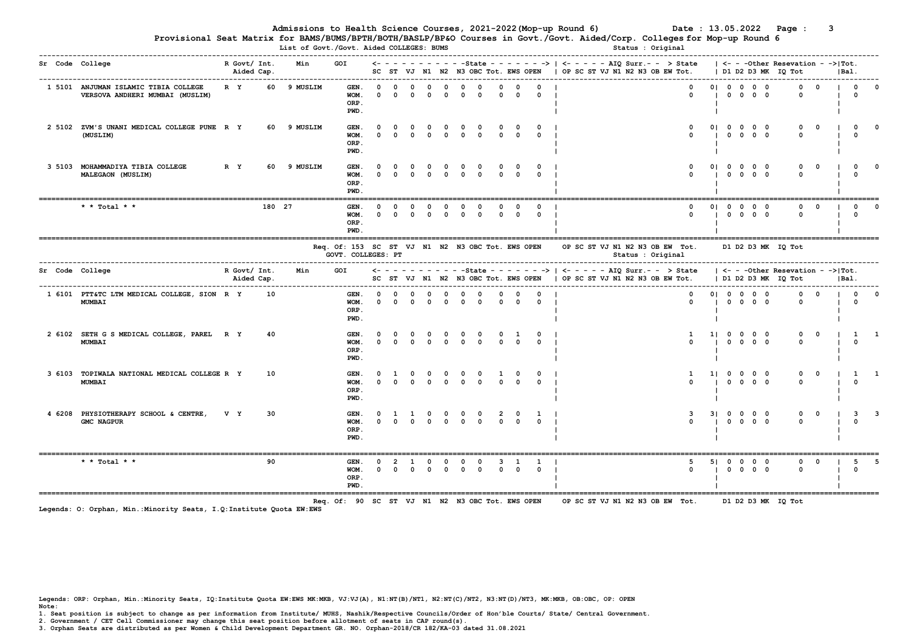# Admissions to Health Science Courses, 2021-2022 (Mop-up Round 6)

Date : 13.05.2022

## Provisional Seat Matrix for BAMS/BUMS/BPTH/BOTH/BASLP/BP&O Courses in Govt./Govt. Aided/Corp. Colleges for Mop-up Round 6

List of Govt./Govt. Aided COLLEGES: BUMS

Status : Original

| Sr | Code | College | R | Govt/ Aided | Int. Cap. | Min | GOI | SC | ST | VJ | N1 | N2 | N3 | OBC | Tot. | EWS | OPEN | AIQ Surr. > State (OP SC ST VJ N1 N2 N3 OB EW Tot.) | D1 | D2 | D3 | MK | IQ | Tot | Tot. Bal. |
|---|---|---|---|---|---|---|---|---|---|---|---|---|---|---|---|---|---|---|---|---|---|---|---|---|---|
| 1 | 5101 | ANJUMAN ISLAMIC TIBIA COLLEGE VERSOVA ANDHERI MUMBAI (MUSLIM) | R | Y | 60 | 9 MUSLIM | GEN. | 0 | 0 | 0 | 0 | 0 | 0 | 0 | 0 | 0 | 0 | 0 0 | 0 | 0 | 0 | 0 | 0 | 0 | 0 0 |
| | | | | | | | WOM. | 0 | 0 | 0 | 0 | 0 | 0 | 0 | 0 | 0 | 0 | 0 | 0 | 0 | 0 | 0 | | 0 | 0 |
| | | | | | | | ORP. | | | | | | | | | | | | | | | | | | |
| | | | | | | | PWD. | | | | | | | | | | | | | | | | | | |
| 2 | 5102 | ZVM'S UNANI MEDICAL COLLEGE PUNE (MUSLIM) | R | Y | 60 | 9 MUSLIM | GEN. | 0 | 0 | 0 | 0 | 0 | 0 | 0 | 0 | 0 | 0 | 0 0 | 0 | 0 | 0 | 0 | 0 | 0 | 0 0 |
| | | | | | | | WOM. | 0 | 0 | 0 | 0 | 0 | 0 | 0 | 0 | 0 | 0 | 0 | 0 | 0 | 0 | 0 | | 0 | 0 |
| | | | | | | | ORP. | | | | | | | | | | | | | | | | | | |
| | | | | | | | PWD. | | | | | | | | | | | | | | | | | | |
| 3 | 5103 | MOHAMMADIYA TIBIA COLLEGE MALEGAON (MUSLIM) | R | Y | 60 | 9 MUSLIM | GEN. | 0 | 0 | 0 | 0 | 0 | 0 | 0 | 0 | 0 | 0 | 0 0 | 0 | 0 | 0 | 0 | 0 | 0 | 0 0 |
| | | | | | | | WOM. | 0 | 0 | 0 | 0 | 0 | 0 | 0 | 0 | 0 | 0 | 0 | 0 | 0 | 0 | 0 | | 0 | 0 |
| | | | | | | | ORP. | | | | | | | | | | | | | | | | | | |
| | | | | | | | PWD. | | | | | | | | | | | | | | | | | | |
| | | * * Total * * | | | 180 | 27 | GEN. | 0 | 0 | 0 | 0 | 0 | 0 | 0 | 0 | 0 | 0 | 0 0 | 0 | 0 | 0 | 0 | 0 | 0 | 0 0 |
| | | | | | | | WOM. | 0 | 0 | 0 | 0 | 0 | 0 | 0 | 0 | 0 | 0 | 0 | 0 | 0 | 0 | 0 | | 0 | 0 |
| | | | | | | | ORP. | | | | | | | | | | | | | | | | | | |
| | | | | | | | PWD. | | | | | | | | | | | | | | | | | | |

Req. Of: 153 SC ST VJ N1 N2 N3 OBC Tot. EWS OPEN OP SC ST VJ N1 N2 N3 OB EW Tot. D1 D2 D3 MK IQ Tot

GOVT. COLLEGES: PT

Status : Original

| Sr | Code | College | R | Govt/ Aided | Int. Cap. | Min | GOI | SC | ST | VJ | N1 | N2 | N3 | OBC | Tot. | EWS | OPEN | AIQ Surr. > State (OP SC ST VJ N1 N2 N3 OB EW Tot.) | D1 | D2 | D3 | MK | IQ | Tot | Tot. Bal. |
|---|---|---|---|---|---|---|---|---|---|---|---|---|---|---|---|---|---|---|---|---|---|---|---|---|---|
| 1 | 6101 | PTT&TC LTM MEDICAL COLLEGE, SION MUMBAI | R | Y | 10 | | GEN. | 0 | 0 | 0 | 0 | 0 | 0 | 0 | 0 | 0 | 0 | 0 0 | 0 | 0 | 0 | 0 | 0 | 0 | 0 0 |
| | | | | | | | WOM. | 0 | 0 | 0 | 0 | 0 | 0 | 0 | 0 | 0 | 0 | 0 | 0 | 0 | 0 | 0 | | 0 | 0 |
| | | | | | | | ORP. | | | | | | | | | | | | | | | | | | |
| | | | | | | | PWD. | | | | | | | | | | | | | | | | | | |
| 2 | 6102 | SETH G S MEDICAL COLLEGE, PAREL MUMBAI | R | Y | 40 | | GEN. | 0 | 0 | 0 | 0 | 0 | 0 | 0 | 0 | 1 | 0 | 1 1 | 0 | 0 | 0 | 0 | 0 | 0 | 1 1 |
| | | | | | | | WOM. | 0 | 0 | 0 | 0 | 0 | 0 | 0 | 0 | 0 | 0 | 0 | 0 | 0 | 0 | 0 | | 0 | 0 |
| | | | | | | | ORP. | | | | | | | | | | | | | | | | | | |
| | | | | | | | PWD. | | | | | | | | | | | | | | | | | | |
| 3 | 6103 | TOPIWALA NATIONAL MEDICAL COLLEGE MUMBAI | R | Y | 10 | | GEN. | 0 | 1 | 0 | 0 | 0 | 0 | 0 | 1 | 0 | 0 | 1 1 | 0 | 0 | 0 | 0 | 0 | 0 | 1 1 |
| | | | | | | | WOM. | 0 | 0 | 0 | 0 | 0 | 0 | 0 | 0 | 0 | 0 | 0 | 0 | 0 | 0 | 0 | | 0 | 0 |
| | | | | | | | ORP. | | | | | | | | | | | | | | | | | | |
| | | | | | | | PWD. | | | | | | | | | | | | | | | | | | |
| 4 | 6208 | PHYSIOTHERAPY SCHOOL & CENTRE, GMC NAGPUR | V | Y | 30 | | GEN. | 0 | 1 | 1 | 0 | 0 | 0 | 0 | 2 | 0 | 1 | 3 3 | 0 | 0 | 0 | 0 | 0 | 0 | 3 3 |
| | | | | | | | WOM. | 0 | 0 | 0 | 0 | 0 | 0 | 0 | 0 | 0 | 0 | 0 | 0 | 0 | 0 | 0 | | 0 | 0 |
| | | | | | | | ORP. | | | | | | | | | | | | | | | | | | |
| | | | | | | | PWD. | | | | | | | | | | | | | | | | | | |
| | | * * Total * * | | | 90 | | GEN. | 0 | 2 | 1 | 0 | 0 | 0 | 0 | 3 | 1 | 1 | 5 5 | 0 | 0 | 0 | 0 | 0 | 0 | 5 5 |
| | | | | | | | WOM. | 0 | 0 | 0 | 0 | 0 | 0 | 0 | 0 | 0 | 0 | 0 | 0 | 0 | 0 | 0 | | 0 | 0 |
| | | | | | | | ORP. | | | | | | | | | | | | | | | | | | |
| | | | | | | | PWD. | | | | | | | | | | | | | | | | | | |

Req. Of: 90 SC ST VJ N1 N2 N3 OBC Tot. EWS OPEN OP SC ST VJ N1 N2 N3 OB EW Tot. D1 D2 D3 MK IQ Tot

Legends: O: Orphan, Min.:Minority Seats, I.Q:Institute Quota EW:EWS

Legends: ORP: Orphan, Min.:Minority Seats, IQ:Institute Quota EW:EWS MK:MKB, VJ:VJ(A), N1:NT(B)/NT1, N2:NT(C)/NT2, N3:NT(D)/NT3, MK:MKB, OB:OBC, OP: OPEN

Note:

1. Seat position is subject to change as per information from Institute/ MUHS, Nashik/Respective Councils/Order of Hon'ble Courts/ State/ Central Government.
2. Government / CET Cell Commissioner may change this seat position before allotment of seats in CAP round(s).
3. Orphan Seats are distributed as per Women & Child Development Department GR. NO. Orphan-2018/CR 182/KA-03 dated 31.08.2021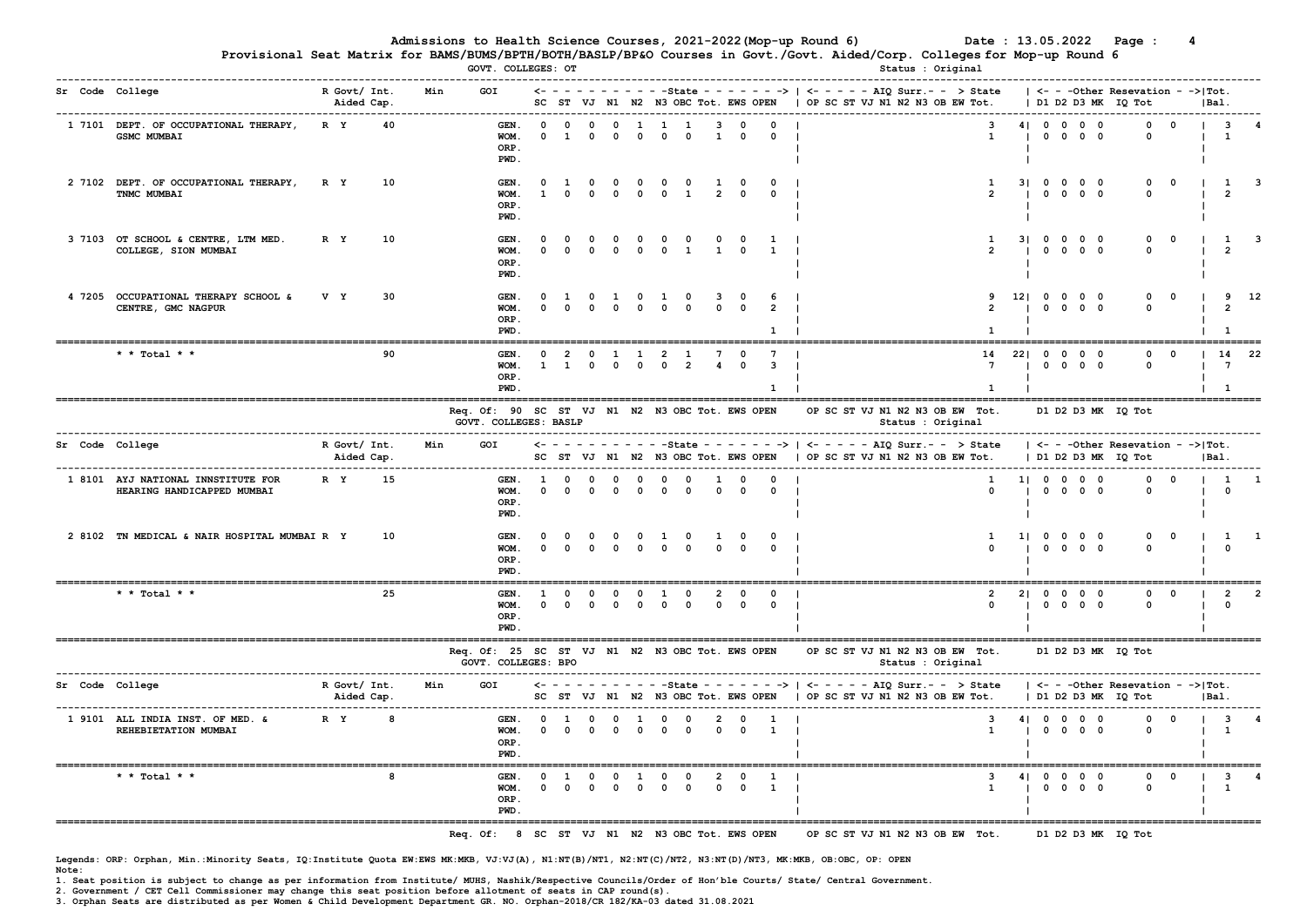# Admissions to Health Science Courses, 2021-2022(Mop-up Round 6)

Date : 13.05.2022

**Provisional Seat Matrix for BAMS/BUMS/BPTH/BOTH/BASLP/BP&O Courses in Govt./Govt. Aided/Corp. Colleges for Mop-up Round 6**

GOVT. COLLEGES: OT — Status : Original

| Sr | Code | College | R | Govt/ Aided | Int. Cap. | Min | GOI | State SC | ST | VJ | N1 | N2 | N3 | OBC | Tot. | EWS | OPEN | AIQ Surr. OP SC ST VJ N1 N2 N3 OB EW Tot. | > State | | Other Reservation D1 | D2 | D3 | MK | IQ | Tot | Tot. Bal. | |
|---|---|---|---|---|---|---|---|---|---|---|---|---|---|---|---|---|---|---|---|---|---|---|---|---|---|---|---|---|
| 1 | 7101 | DEPT. OF OCCUPATIONAL THERAPY, GSMC MUMBAI | R | Y | 40 | | GEN. | 0 | 0 | 0 | 0 | 1 | 1 | 1 | 3 | 0 | 0 | | 3 | 4 | 0 | 0 | 0 | 0 | 0 | 0 | 3 | 4 |
| | | | | | | | WOM. | 0 | 1 | 0 | 0 | 0 | 0 | 0 | 1 | 0 | 0 | | 1 | | 0 | 0 | 0 | 0 | 0 | | 1 | |
| | | | | | | | ORP. | | | | | | | | | | | | | | | | | | | | | |
| | | | | | | | PWD. | | | | | | | | | | | | | | | | | | | | | |
| 2 | 7102 | DEPT. OF OCCUPATIONAL THERAPY, TNMC MUMBAI | R | Y | 10 | | GEN. | 0 | 1 | 0 | 0 | 0 | 0 | 0 | 1 | 0 | 0 | | 1 | 3 | 0 | 0 | 0 | 0 | 0 | 0 | 1 | 3 |
| | | | | | | | WOM. | 1 | 0 | 0 | 0 | 0 | 0 | 1 | 2 | 0 | 0 | | 2 | | 0 | 0 | 0 | 0 | 0 | | 2 | |
| | | | | | | | ORP. | | | | | | | | | | | | | | | | | | | | | |
| | | | | | | | PWD. | | | | | | | | | | | | | | | | | | | | | |
| 3 | 7103 | OT SCHOOL & CENTRE, LTM MED. COLLEGE, SION MUMBAI | R | Y | 10 | | GEN. | 0 | 0 | 0 | 0 | 0 | 0 | 0 | 0 | 0 | 1 | | 1 | 3 | 0 | 0 | 0 | 0 | 0 | 0 | 1 | 3 |
| | | | | | | | WOM. | 0 | 0 | 0 | 0 | 0 | 0 | 1 | 1 | 0 | 1 | | 2 | | 0 | 0 | 0 | 0 | 0 | | 2 | |
| | | | | | | | ORP. | | | | | | | | | | | | | | | | | | | | | |
| | | | | | | | PWD. | | | | | | | | | | | | | | | | | | | | | |
| 4 | 7205 | OCCUPATIONAL THERAPY SCHOOL & CENTRE, GMC NAGPUR | V | Y | 30 | | GEN. | 0 | 1 | 0 | 1 | 0 | 1 | 0 | 3 | 0 | 6 | | 9 | 12 | 0 | 0 | 0 | 0 | 0 | 0 | 9 | 12 |
| | | | | | | | WOM. | 0 | 0 | 0 | 0 | 0 | 0 | 0 | 0 | 0 | 2 | | 2 | | 0 | 0 | 0 | 0 | 0 | | 2 | |
| | | | | | | | ORP. | | | | | | | | | | | | | | | | | | | | | |
| | | | | | | | PWD. | | | | | | | | | | 1 | | 1 | | | | | | | | 1 | |
| | | * * Total * * | | | 90 | | GEN. | 0 | 2 | 0 | 1 | 1 | 2 | 1 | 7 | 0 | 7 | | 14 | 22 | 0 | 0 | 0 | 0 | 0 | 0 | 14 | 22 |
| | | | | | | | WOM. | 1 | 1 | 0 | 0 | 0 | 0 | 2 | 4 | 0 | 3 | | 7 | | 0 | 0 | 0 | 0 | 0 | | 7 | |
| | | | | | | | ORP. | | | | | | | | | | | | | | | | | | | | | |
| | | | | | | | PWD. | | | | | | | | | | 1 | | 1 | | | | | | | | 1 | |

Req. Of: 90 SC ST VJ N1 N2 N3 OBC Tot. EWS OPEN OP SC ST VJ N1 N2 N3 OB EW Tot. D1 D2 D3 MK IQ Tot

GOVT. COLLEGES: BASLP — Status : Original

| Sr | Code | College | R | Govt/ Aided | Int. Cap. | Min | GOI | State SC | ST | VJ | N1 | N2 | N3 | OBC | Tot. | EWS | OPEN | AIQ Surr. OP SC ST VJ N1 N2 N3 OB EW Tot. | > State | | Other Reservation D1 | D2 | D3 | MK | IQ | Tot | Tot. Bal. | |
|---|---|---|---|---|---|---|---|---|---|---|---|---|---|---|---|---|---|---|---|---|---|---|---|---|---|---|---|---|
| 1 | 8101 | AYJ NATIONAL INNSTITUTE FOR HEARING HANDICAPPED MUMBAI | R | Y | 15 | | GEN. | 1 | 0 | 0 | 0 | 0 | 0 | 0 | 1 | 0 | 0 | | 1 | 1 | 0 | 0 | 0 | 0 | 0 | 0 | 1 | 1 |
| | | | | | | | WOM. | 0 | 0 | 0 | 0 | 0 | 0 | 0 | 0 | 0 | 0 | | 0 | | 0 | 0 | 0 | 0 | 0 | | 0 | |
| | | | | | | | ORP. | | | | | | | | | | | | | | | | | | | | | |
| | | | | | | | PWD. | | | | | | | | | | | | | | | | | | | | | |
| 2 | 8102 | TN MEDICAL & NAIR HOSPITAL MUMBAI | R | Y | 10 | | GEN. | 0 | 0 | 0 | 0 | 0 | 1 | 0 | 1 | 0 | 0 | | 1 | 1 | 0 | 0 | 0 | 0 | 0 | 0 | 1 | 1 |
| | | | | | | | WOM. | 0 | 0 | 0 | 0 | 0 | 0 | 0 | 0 | 0 | 0 | | 0 | | 0 | 0 | 0 | 0 | 0 | | 0 | |
| | | | | | | | ORP. | | | | | | | | | | | | | | | | | | | | | |
| | | | | | | | PWD. | | | | | | | | | | | | | | | | | | | | | |
| | | * * Total * * | | | 25 | | GEN. | 1 | 0 | 0 | 0 | 0 | 1 | 0 | 2 | 0 | 0 | | 2 | 2 | 0 | 0 | 0 | 0 | 0 | 0 | 2 | 2 |
| | | | | | | | WOM. | 0 | 0 | 0 | 0 | 0 | 0 | 0 | 0 | 0 | 0 | | 0 | | 0 | 0 | 0 | 0 | 0 | | 0 | |
| | | | | | | | ORP. | | | | | | | | | | | | | | | | | | | | | |
| | | | | | | | PWD. | | | | | | | | | | | | | | | | | | | | | |

Req. Of: 25 SC ST VJ N1 N2 N3 OBC Tot. EWS OPEN OP SC ST VJ N1 N2 N3 OB EW Tot. D1 D2 D3 MK IQ Tot

GOVT. COLLEGES: BPO — Status : Original

| Sr | Code | College | R | Govt/ Aided | Int. Cap. | Min | GOI | State SC | ST | VJ | N1 | N2 | N3 | OBC | Tot. | EWS | OPEN | AIQ Surr. OP SC ST VJ N1 N2 N3 OB EW Tot. | > State | | Other Reservation D1 | D2 | D3 | MK | IQ | Tot | Tot. Bal. | |
|---|---|---|---|---|---|---|---|---|---|---|---|---|---|---|---|---|---|---|---|---|---|---|---|---|---|---|---|---|
| 1 | 9101 | ALL INDIA INST. OF MED. & REHEBIETATION MUMBAI | R | Y | 8 | | GEN. | 0 | 1 | 0 | 0 | 1 | 0 | 0 | 2 | 0 | 1 | | 3 | 4 | 0 | 0 | 0 | 0 | 0 | 0 | 3 | 4 |
| | | | | | | | WOM. | 0 | 0 | 0 | 0 | 0 | 0 | 0 | 0 | 0 | 1 | | 1 | | 0 | 0 | 0 | 0 | 0 | | 1 | |
| | | | | | | | ORP. | | | | | | | | | | | | | | | | | | | | | |
| | | | | | | | PWD. | | | | | | | | | | | | | | | | | | | | | |
| | | * * Total * * | | | 8 | | GEN. | 0 | 1 | 0 | 0 | 1 | 0 | 0 | 2 | 0 | 1 | | 3 | 4 | 0 | 0 | 0 | 0 | 0 | 0 | 3 | 4 |
| | | | | | | | WOM. | 0 | 0 | 0 | 0 | 0 | 0 | 0 | 0 | 0 | 1 | | 1 | | 0 | 0 | 0 | 0 | 0 | | 1 | |
| | | | | | | | ORP. | | | | | | | | | | | | | | | | | | | | | |
| | | | | | | | PWD. | | | | | | | | | | | | | | | | | | | | | |

Req. Of: 8 SC ST VJ N1 N2 N3 OBC Tot. EWS OPEN OP SC ST VJ N1 N2 N3 OB EW Tot. D1 D2 D3 MK IQ Tot

Legends: ORP: Orphan, Min.:Minority Seats, IQ:Institute Quota EW:EWS MK:MKB, VJ:VJ(A), N1:NT(B)/NT1, N2:NT(C)/NT2, N3:NT(D)/NT3, MK:MKB, OB:OBC, OP: OPEN

Note:

1. Seat position is subject to change as per information from Institute/ MUHS, Nashik/Respective Councils/Order of Hon'ble Courts/ State/ Central Government.
2. Government / CET Cell Commissioner may change this seat position before allotment of seats in CAP round(s).
3. Orphan Seats are distributed as per Women & Child Development Department GR. NO. Orphan-2018/CR 182/KA-03 dated 31.08.2021